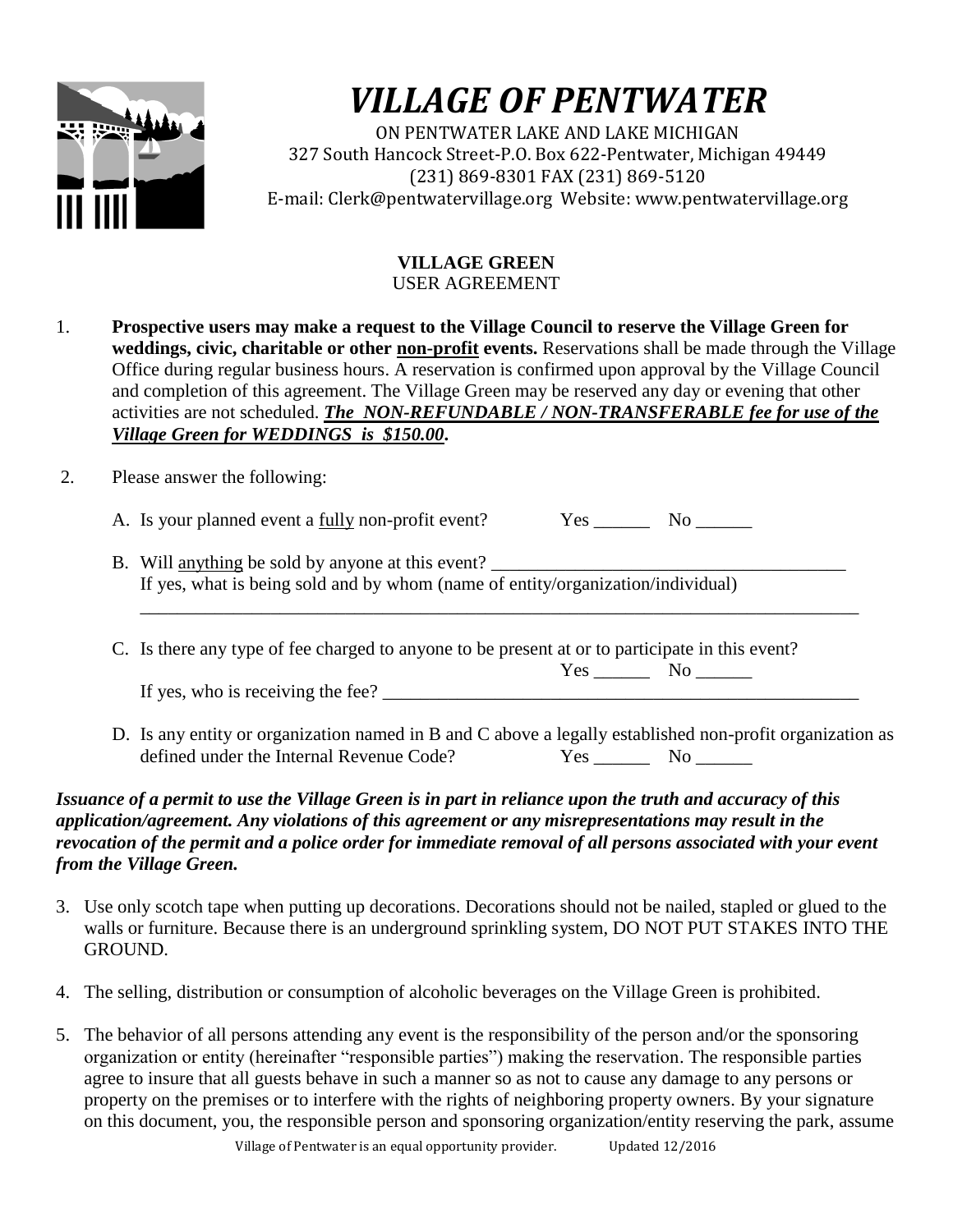# *VILLAGE OF PENTWATER*

ON PENTWATER LAKE AND LAKE MICHIGAN
327 South Hancock Street-P.O. Box 622-Pentwater, Michigan 49449
(231) 869-8301 FAX (231) 869-5120
E-mail: Clerk@pentwatervillage.org Website: www.pentwatervillage.org

**VILLAGE GREEN**
USER AGREEMENT

1. **Prospective users may make a request to the Village Council to reserve the Village Green for weddings, civic, charitable or other <u>non-profit</u> events.** Reservations shall be made through the Village Office during regular business hours. A reservation is confirmed upon approval by the Village Council and completion of this agreement. The Village Green may be reserved any day or evening that other activities are not scheduled. ***<u>The NON-REFUNDABLE / NON-TRANSFERABLE fee for use of the Village Green for WEDDINGS is $150.00</u>.***

2. Please answer the following:

   A. Is your planned event a <u>fully</u> non-profit event? Yes ______ No ______

   B. Will <u>anything</u> be sold by anyone at this event? ________________________________________
   If yes, what is being sold and by whom (name of entity/organization/individual)
   ________________________________________________________________________________

   C. Is there any type of fee charged to anyone to be present at or to participate in this event?
   Yes ______ No ______
   If yes, who is receiving the fee? ________________________________________________

   D. Is any entity or organization named in B and C above a legally established non-profit organization as defined under the Internal Revenue Code? Yes ______ No ______

***Issuance of a permit to use the Village Green is in part in reliance upon the truth and accuracy of this application/agreement. Any violations of this agreement or any misrepresentations may result in the revocation of the permit and a police order for immediate removal of all persons associated with your event from the Village Green.***

3. Use only scotch tape when putting up decorations. Decorations should not be nailed, stapled or glued to the walls or furniture. Because there is an underground sprinkling system, DO NOT PUT STAKES INTO THE GROUND.

4. The selling, distribution or consumption of alcoholic beverages on the Village Green is prohibited.

5. The behavior of all persons attending any event is the responsibility of the person and/or the sponsoring organization or entity (hereinafter "responsible parties") making the reservation. The responsible parties agree to insure that all guests behave in such a manner so as not to cause any damage to any persons or property on the premises or to interfere with the rights of neighboring property owners. By your signature on this document, you, the responsible person and sponsoring organization/entity reserving the park, assume

Village of Pentwater is an equal opportunity provider. Updated 12/2016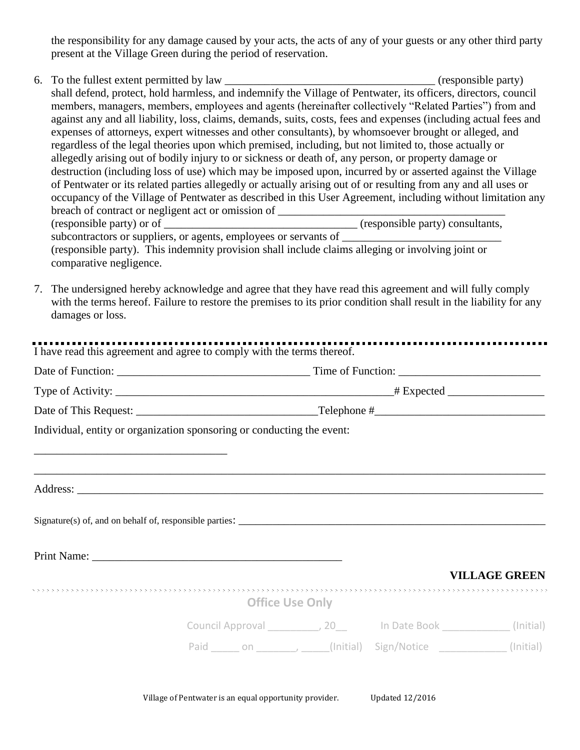the responsibility for any damage caused by your acts, the acts of any of your guests or any other third party present at the Village Green during the period of reservation.

6. To the fullest extent permitted by law ____________________________________ (responsible party) shall defend, protect, hold harmless, and indemnify the Village of Pentwater, its officers, directors, council members, managers, members, employees and agents (hereinafter collectively "Related Parties") from and against any and all liability, loss, claims, demands, suits, costs, fees and expenses (including actual fees and expenses of attorneys, expert witnesses and other consultants), by whomsoever brought or alleged, and regardless of the legal theories upon which premised, including, but not limited to, those actually or allegedly arising out of bodily injury to or sickness or death of, any person, or property damage or destruction (including loss of use) which may be imposed upon, incurred by or asserted against the Village of Pentwater or its related parties allegedly or actually arising out of or resulting from any and all uses or occupancy of the Village of Pentwater as described in this User Agreement, including without limitation any breach of contract or negligent act or omission of ________________________________________ (responsible party) or of ___________________________________ (responsible party) consultants, subcontractors or suppliers, or agents, employees or servants of ____________________________ (responsible party). This indemnity provision shall include claims alleging or involving joint or comparative negligence.

7. The undersigned hereby acknowledge and agree that they have read this agreement and will fully comply with the terms hereof. Failure to restore the premises to its prior condition shall result in the liability for any damages or loss.

---

I have read this agreement and agree to comply with the terms thereof.

Date of Function: _________________________________ Time of Function: ________________________

Type of Activity: __________________________________________________# Expected _________________

Date of This Request: _______________________________Telephone #_____________________________

Individual, entity or organization sponsoring or conducting the event:

_________________________________

_____________________________________________________________________________________

Address: ______________________________________________________________________________

Signature(s) of, and on behalf of, responsible parties: ____________________________________________________________

Print Name: ____________________________________________

**VILLAGE GREEN**

---

Office Use Only

Council Approval _________, 20__ In Date Book ____________ (Initial)

Paid _____ on _______, _____(Initial) Sign/Notice ____________ (Initial)

Village of Pentwater is an equal opportunity provider. Updated 12/2016